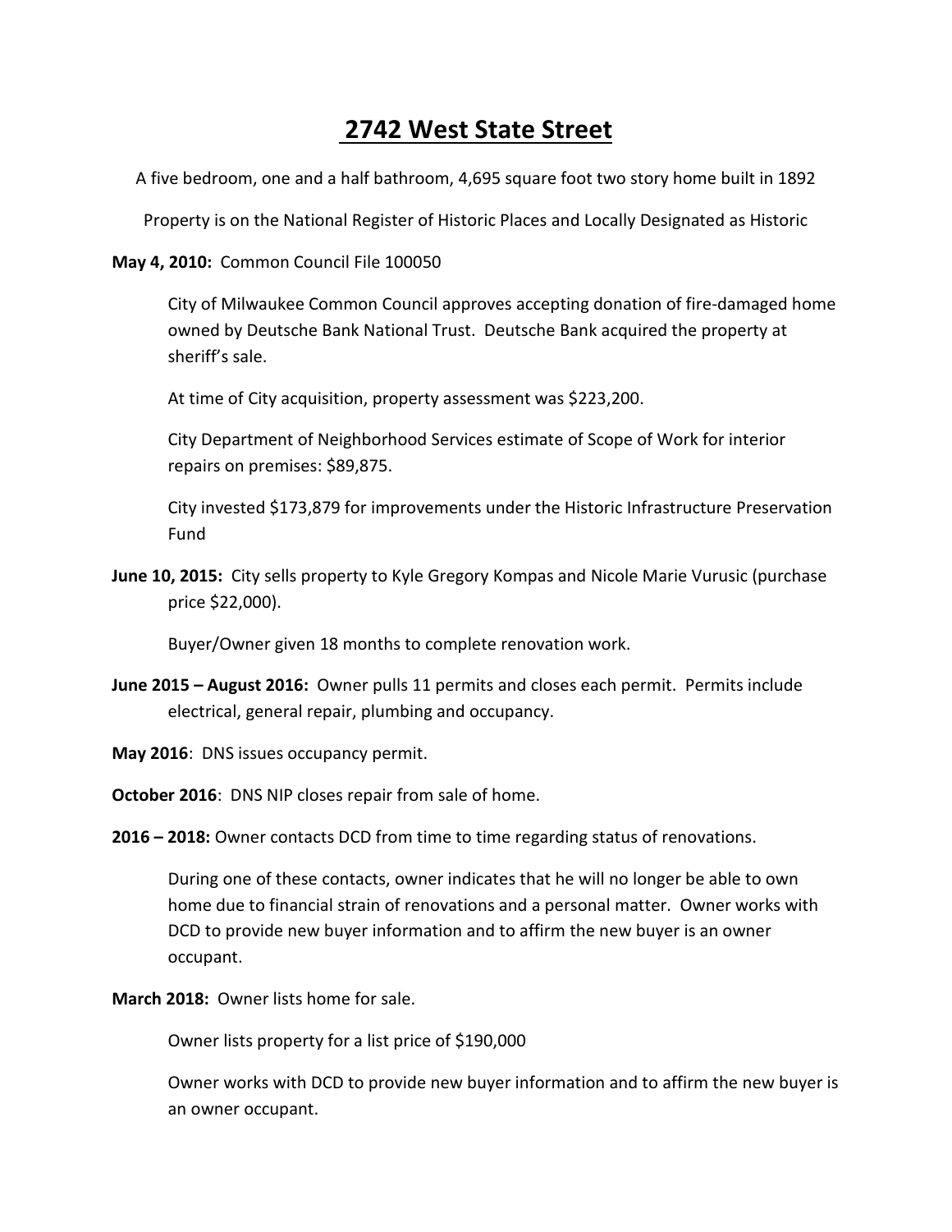# 2742 West State Street

A five bedroom, one and a half bathroom, 4,695 square foot two story home built in 1892

Property is on the National Register of Historic Places and Locally Designated as Historic

**May 4, 2010:** Common Council File 100050

City of Milwaukee Common Council approves accepting donation of fire-damaged home owned by Deutsche Bank National Trust. Deutsche Bank acquired the property at sheriff's sale.

At time of City acquisition, property assessment was $223,200.

City Department of Neighborhood Services estimate of Scope of Work for interior repairs on premises: $89,875.

City invested $173,879 for improvements under the Historic Infrastructure Preservation Fund

**June 10, 2015:** City sells property to Kyle Gregory Kompas and Nicole Marie Vurusic (purchase price $22,000).

Buyer/Owner given 18 months to complete renovation work.

**June 2015 – August 2016:** Owner pulls 11 permits and closes each permit. Permits include electrical, general repair, plumbing and occupancy.

**May 2016**: DNS issues occupancy permit.

**October 2016**: DNS NIP closes repair from sale of home.

**2016 – 2018:** Owner contacts DCD from time to time regarding status of renovations.

During one of these contacts, owner indicates that he will no longer be able to own home due to financial strain of renovations and a personal matter. Owner works with DCD to provide new buyer information and to affirm the new buyer is an owner occupant.

**March 2018:** Owner lists home for sale.

Owner lists property for a list price of $190,000

Owner works with DCD to provide new buyer information and to affirm the new buyer is an owner occupant.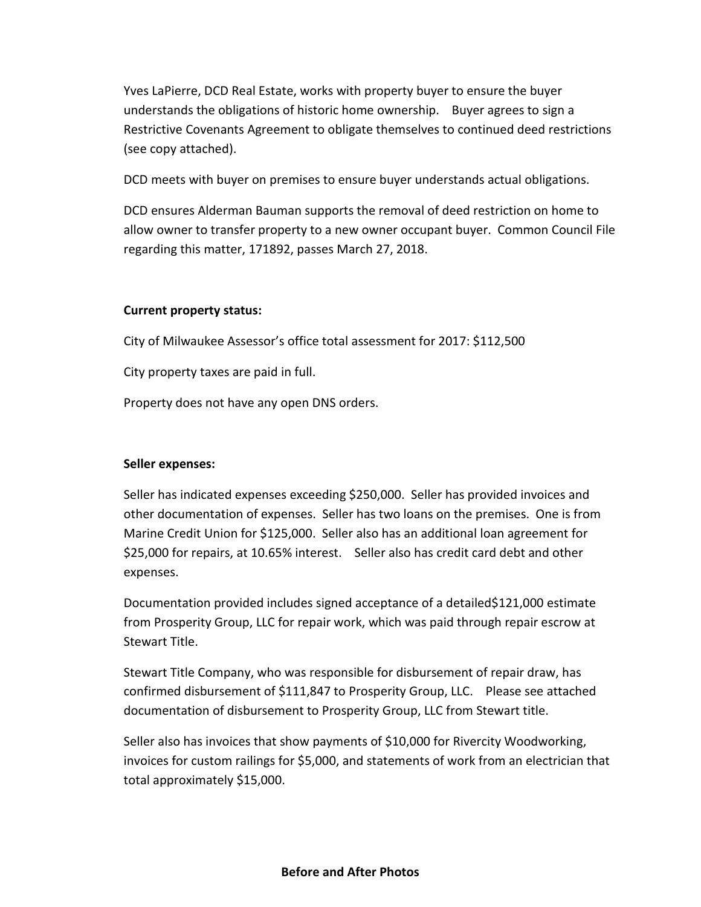Yves LaPierre, DCD Real Estate, works with property buyer to ensure the buyer understands the obligations of historic home ownership. Buyer agrees to sign a Restrictive Covenants Agreement to obligate themselves to continued deed restrictions (see copy attached).

DCD meets with buyer on premises to ensure buyer understands actual obligations.

DCD ensures Alderman Bauman supports the removal of deed restriction on home to allow owner to transfer property to a new owner occupant buyer. Common Council File regarding this matter, 171892, passes March 27, 2018.

**Current property status:**

City of Milwaukee Assessor's office total assessment for 2017: $112,500

City property taxes are paid in full.

Property does not have any open DNS orders.

**Seller expenses:**

Seller has indicated expenses exceeding $250,000. Seller has provided invoices and other documentation of expenses. Seller has two loans on the premises. One is from Marine Credit Union for $125,000. Seller also has an additional loan agreement for $25,000 for repairs, at 10.65% interest. Seller also has credit card debt and other expenses.

Documentation provided includes signed acceptance of a detailed$121,000 estimate from Prosperity Group, LLC for repair work, which was paid through repair escrow at Stewart Title.

Stewart Title Company, who was responsible for disbursement of repair draw, has confirmed disbursement of $111,847 to Prosperity Group, LLC. Please see attached documentation of disbursement to Prosperity Group, LLC from Stewart title.

Seller also has invoices that show payments of $10,000 for Rivercity Woodworking, invoices for custom railings for $5,000, and statements of work from an electrician that total approximately $15,000.

**Before and After Photos**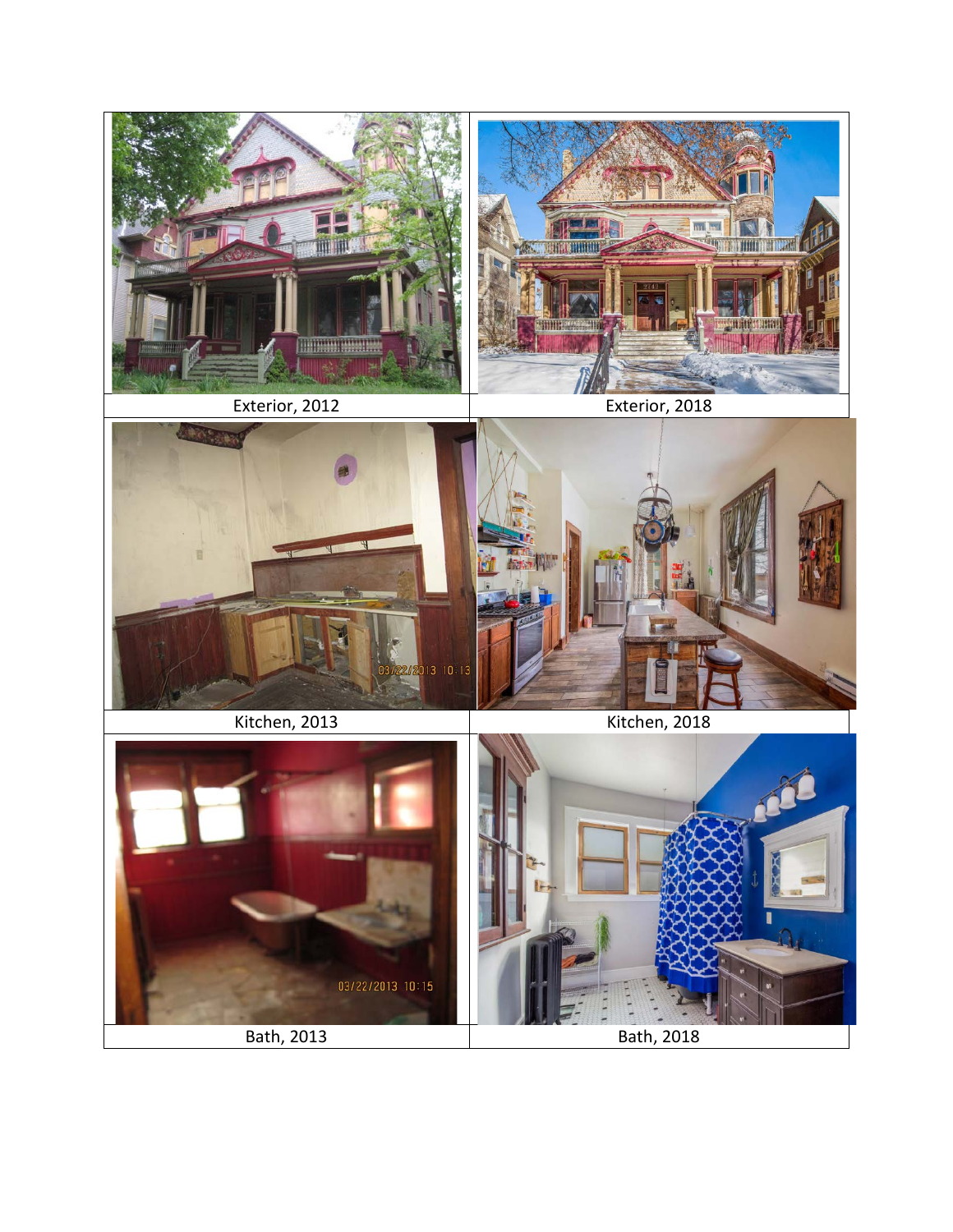| Exterior, 2012 | Exterior, 2018 |
| --- | --- |
| Kitchen, 2013 | Kitchen, 2018 |
| Bath, 2013 | Bath, 2018 |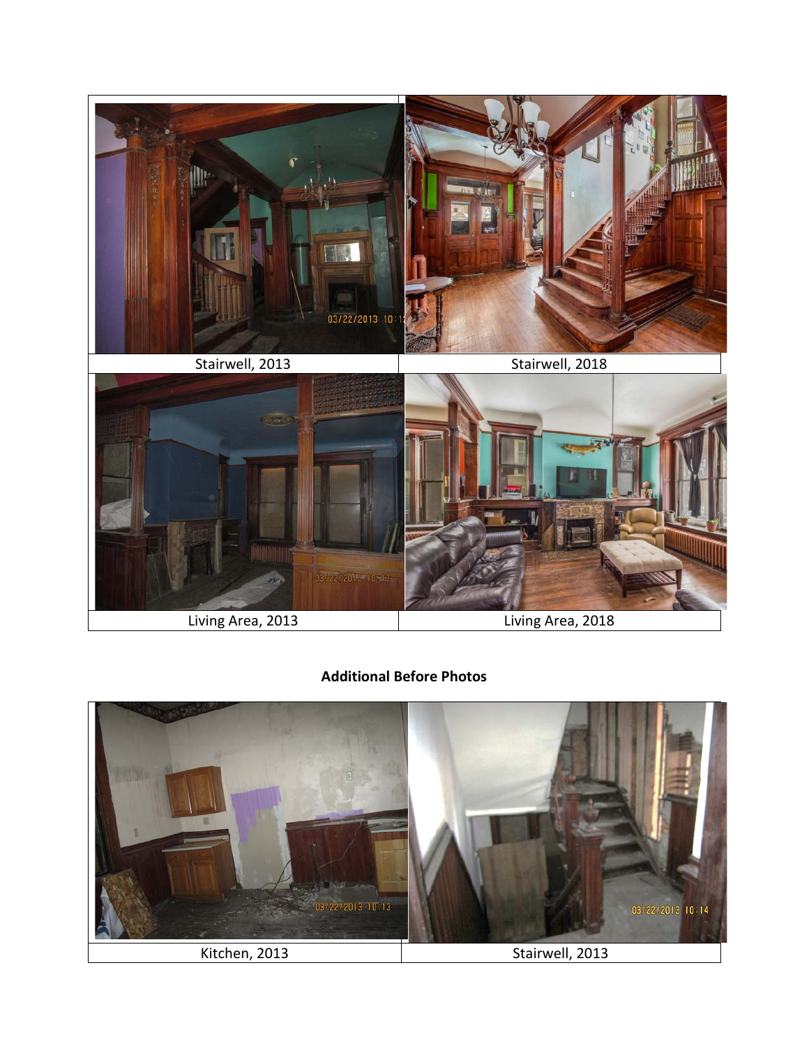| Stairwell, 2013 | Stairwell, 2018 |
|---|---|
| Living Area, 2013 | Living Area, 2018 |

**Additional Before Photos**

| Kitchen, 2013 | Stairwell, 2013 |
|---|---|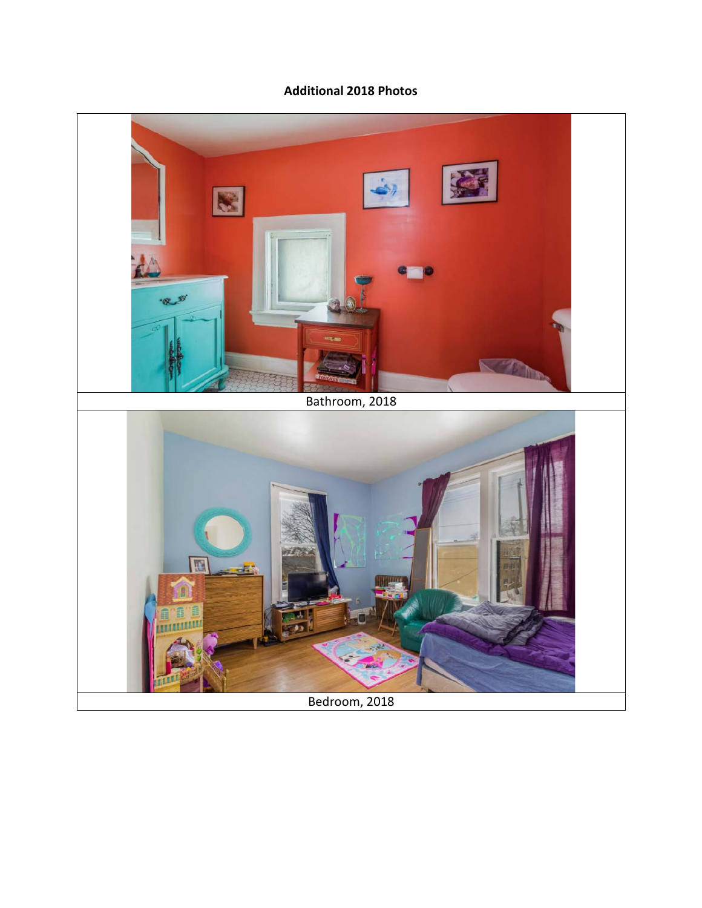**Additional 2018 Photos**

Bathroom, 2018

Bedroom, 2018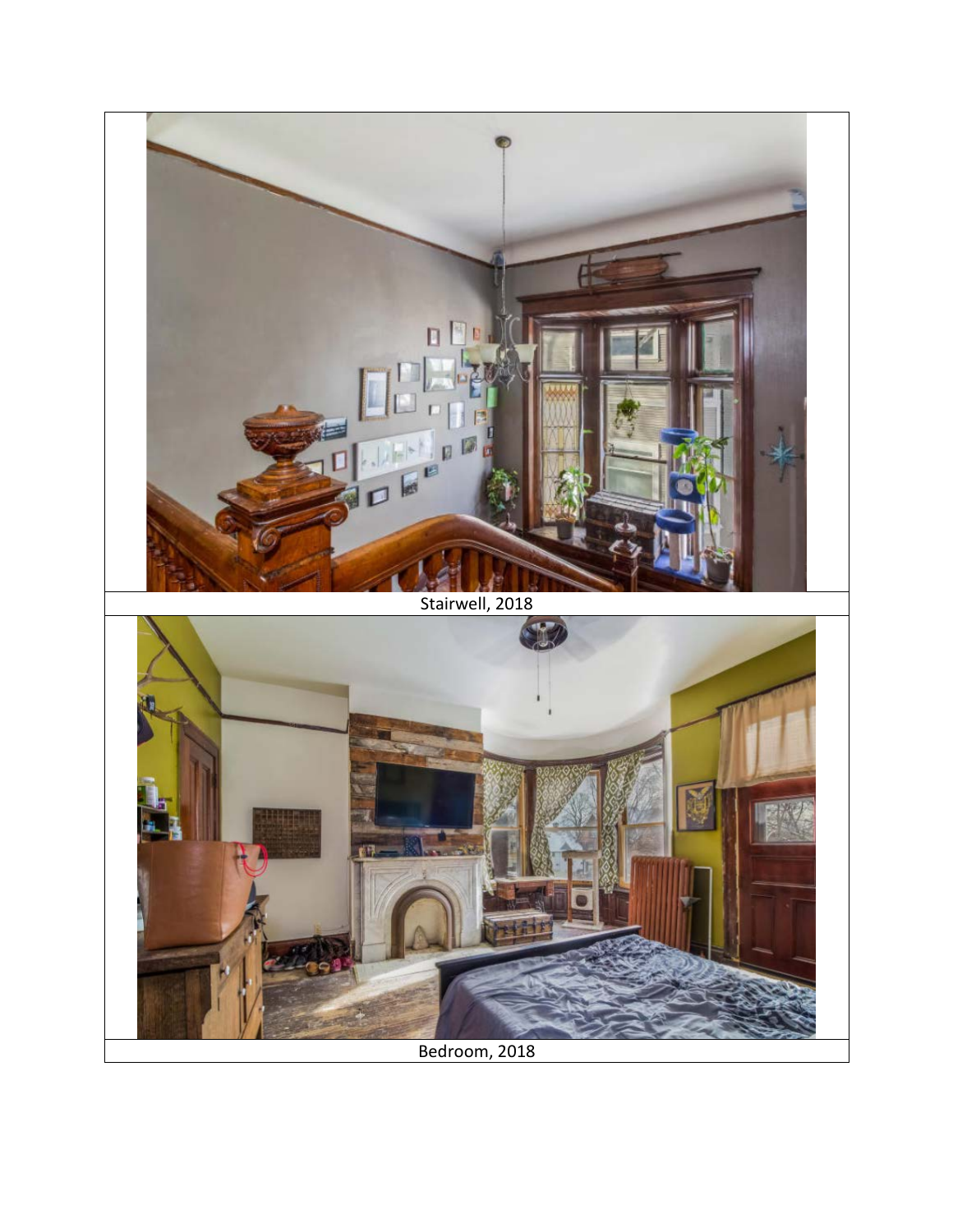Stairwell, 2018

Bedroom, 2018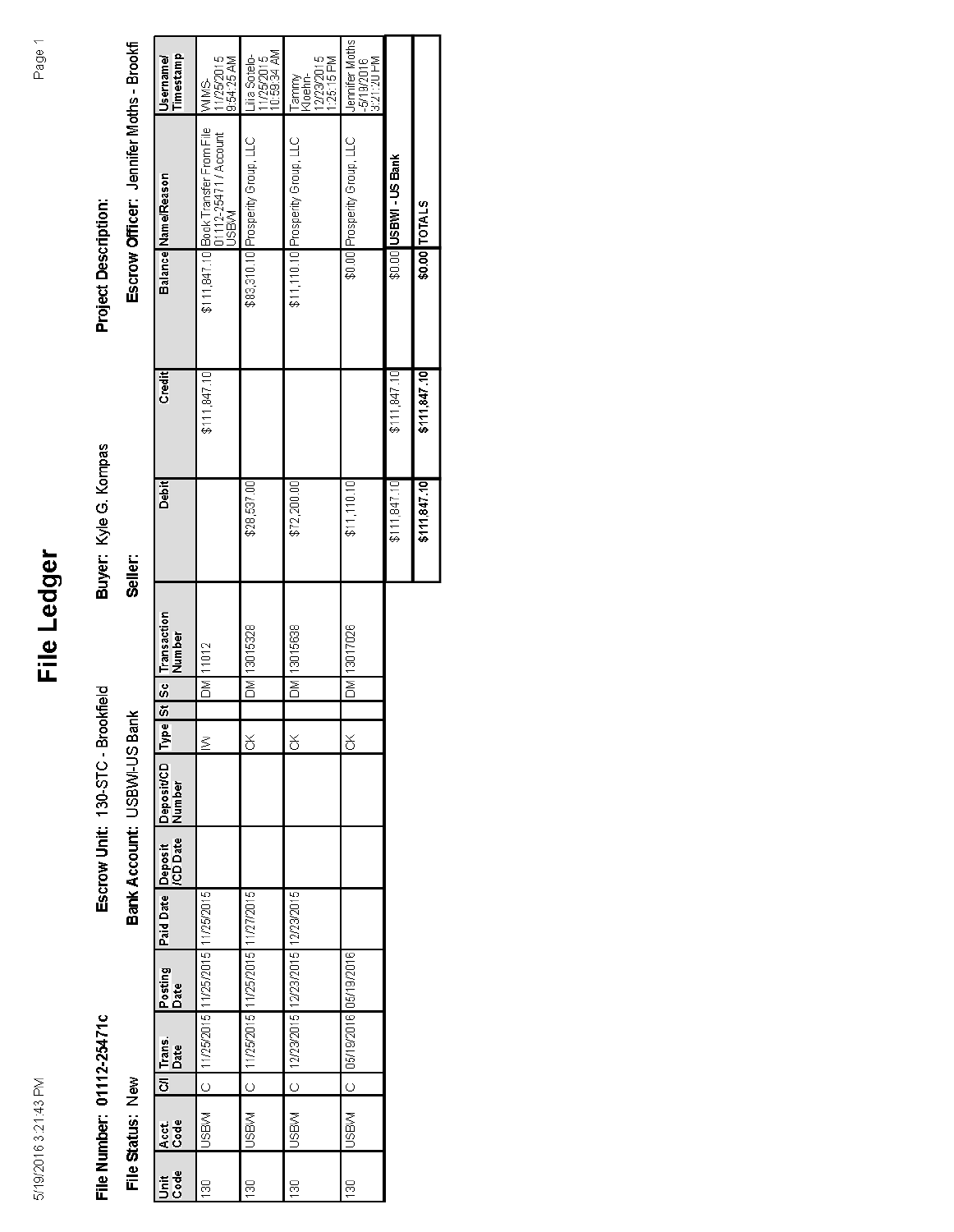# File Ledger

**File Number:** 01112-25471c **Escrow Unit:** 130-STC - Brookfield **Buyer:** Kyle G. Kompas **Project Description:**

**File Status:** New **Bank Account:** USBWI-US Bank **Seller:** **Escrow Officer:** Jennifer Moths - Brookfi

| Unit Code | Acct. Code | C/I | Trans. Date | Posting Date | Paid Date | Deposit /CD Date | Deposit/CD Number | Type | St | Sc | Transaction Number | Debit | Credit | Balance | Name/Reason | Username/ Timestamp |
|---|---|---|---|---|---|---|---|---|---|---|---|---|---|---|---|---|
| 130 | USBWI | C | 11/25/2015 | 11/25/2015 | 11/25/2015 | | | IW | | DM | 11012 | | $111,847.10 | $111,847.10 | Book Transfer From File 01112-25471 / Account USBWI | WIMS-11/25/2015 9:54:25 AM |
| 130 | USBWI | C | 11/25/2015 | 11/25/2015 | 11/27/2015 | | | CK | | DM | 13015328 | $28,537.00 | | $83,310.10 | Prosperity Group, LLC | Lilia Sotelo-11/25/2015 10:59:34 AM |
| 130 | USBWI | C | 12/23/2015 | 12/23/2015 | 12/23/2015 | | | CK | | DM | 13015638 | $72,200.00 | | $11,110.10 | Prosperity Group, LLC | Tammy Kloehn-12/23/2015 1:25:15 PM |
| 130 | USBWI | C | 05/19/2016 | 05/19/2016 | | | | CK | | DM | 13017026 | $11,110.10 | | $0.00 | Prosperity Group, LLC | Jennifer Moths -5/19/2016 3:21:20 PM |
| | | | | | | | | | | | | $111,847.10 | $111,847.10 | $0.00 | USBWI - US Bank | |
| | | | | | | | | | | | | $111,847.10 | $111,847.10 | $0.00 | TOTALS | |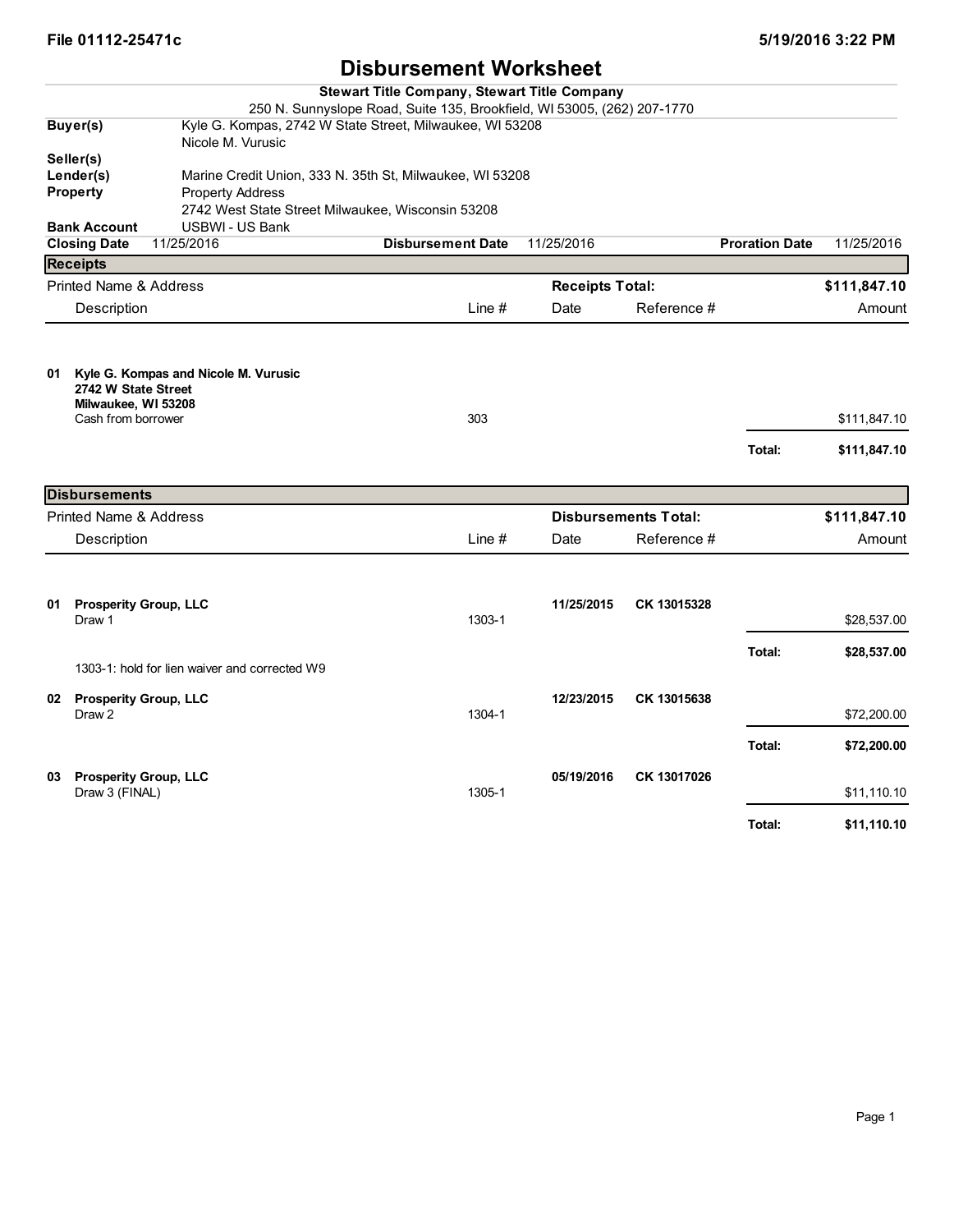File 01112-25471c — 5/19/2016 3:22 PM

# Disbursement Worksheet

**Stewart Title Company, Stewart Title Company**
250 N. Sunnyslope Road, Suite 135, Brookfield, WI 53005, (262) 207-1770

| | |
|---|---|
| **Buyer(s)** | Kyle G. Kompas, 2742 W State Street, Milwaukee, WI 53208<br>Nicole M. Vurusic |
| **Seller(s)** | |
| **Lender(s)** | Marine Credit Union, 333 N. 35th St, Milwaukee, WI 53208 |
| **Property** | Property Address<br>2742 West State Street Milwaukee, Wisconsin 53208 |
| **Bank Account** | USBWI - US Bank |

| | | | | | |
|---|---|---|---|---|---|
| **Closing Date** | 11/25/2016 | **Disbursement Date** | 11/25/2016 | **Proration Date** | 11/25/2016 |

## Receipts

| Printed Name & Address / Description | Line # | Date | Reference # | | Amount |
|---|---|---|---|---|---|
| | | **Receipts Total:** | | | **$111,847.10** |
| **01 Kyle G. Kompas and Nicole M. Vurusic**<br>**2742 W State Street**<br>**Milwaukee, WI 53208**<br>Cash from borrower | 303 | | | | $111,847.10 |
| | | | | **Total:** | **$111,847.10** |

## Disbursements

| Printed Name & Address / Description | Line # | Date | Reference # | | Amount |
|---|---|---|---|---|---|
| | | **Disbursements Total:** | | | **$111,847.10** |
| **01 Prosperity Group, LLC**<br>Draw 1 | 1303-1 | **11/25/2015** | **CK 13015328** | | $28,537.00 |
| | | | | **Total:** | **$28,537.00** |
| 1303-1: hold for lien waiver and corrected W9 | | | | | |
| **02 Prosperity Group, LLC**<br>Draw 2 | 1304-1 | **12/23/2015** | **CK 13015638** | | $72,200.00 |
| | | | | **Total:** | **$72,200.00** |
| **03 Prosperity Group, LLC**<br>Draw 3 (FINAL) | 1305-1 | **05/19/2016** | **CK 13017026** | | $11,110.10 |
| | | | | **Total:** | **$11,110.10** |